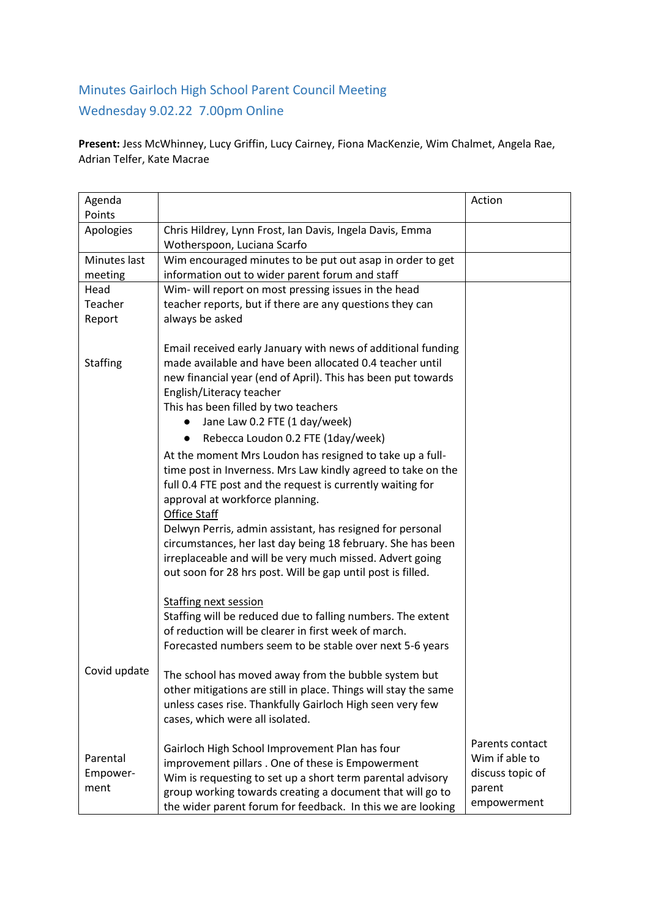# Minutes Gairloch High School Parent Council Meeting

## Wednesday 9.02.22 7.00pm Online

**Present:** Jess McWhinney, Lucy Griffin, Lucy Cairney, Fiona MacKenzie, Wim Chalmet, Angela Rae, Adrian Telfer, Kate Macrae

| Agenda Points | | Action |
|---|---|---|
| Apologies | Chris Hildrey, Lynn Frost, Ian Davis, Ingela Davis, Emma Wotherspoon, Luciana Scarfo | |
| Minutes last meeting | Wim encouraged minutes to be put out asap in order to get information out to wider parent forum and staff | |
| Head Teacher Report | Wim- will report on most pressing issues in the head teacher reports, but if there are any questions they can always be asked | |
| Staffing | Email received early January with news of additional funding made available and have been allocated 0.4 teacher until new financial year (end of April). This has been put towards English/Literacy teacher<br>This has been filled by two teachers<br>● Jane Law 0.2 FTE (1 day/week)<br>● Rebecca Loudon 0.2 FTE (1day/week)<br>At the moment Mrs Loudon has resigned to take up a full-time post in Inverness. Mrs Law kindly agreed to take on the full 0.4 FTE post and the request is currently waiting for approval at workforce planning.<br><u>Office Staff</u><br>Delwyn Perris, admin assistant, has resigned for personal circumstances, her last day being 18 february. She has been irreplaceable and will be very much missed. Advert going out soon for 28 hrs post. Will be gap until post is filled.<br><br><u>Staffing next session</u><br>Staffing will be reduced due to falling numbers. The extent of reduction will be clearer in first week of march. Forecasted numbers seem to be stable over next 5-6 years | |
| Covid update | The school has moved away from the bubble system but other mitigations are still in place. Things will stay the same unless cases rise. Thankfully Gairloch High seen very few cases, which were all isolated. | |
| Parental Empower-ment | Gairloch High School Improvement Plan has four improvement pillars . One of these is Empowerment<br>Wim is requesting to set up a short term parental advisory group working towards creating a document that will go to the wider parent forum for feedback. In this we are looking | Parents contact Wim if able to discuss topic of parent empowerment |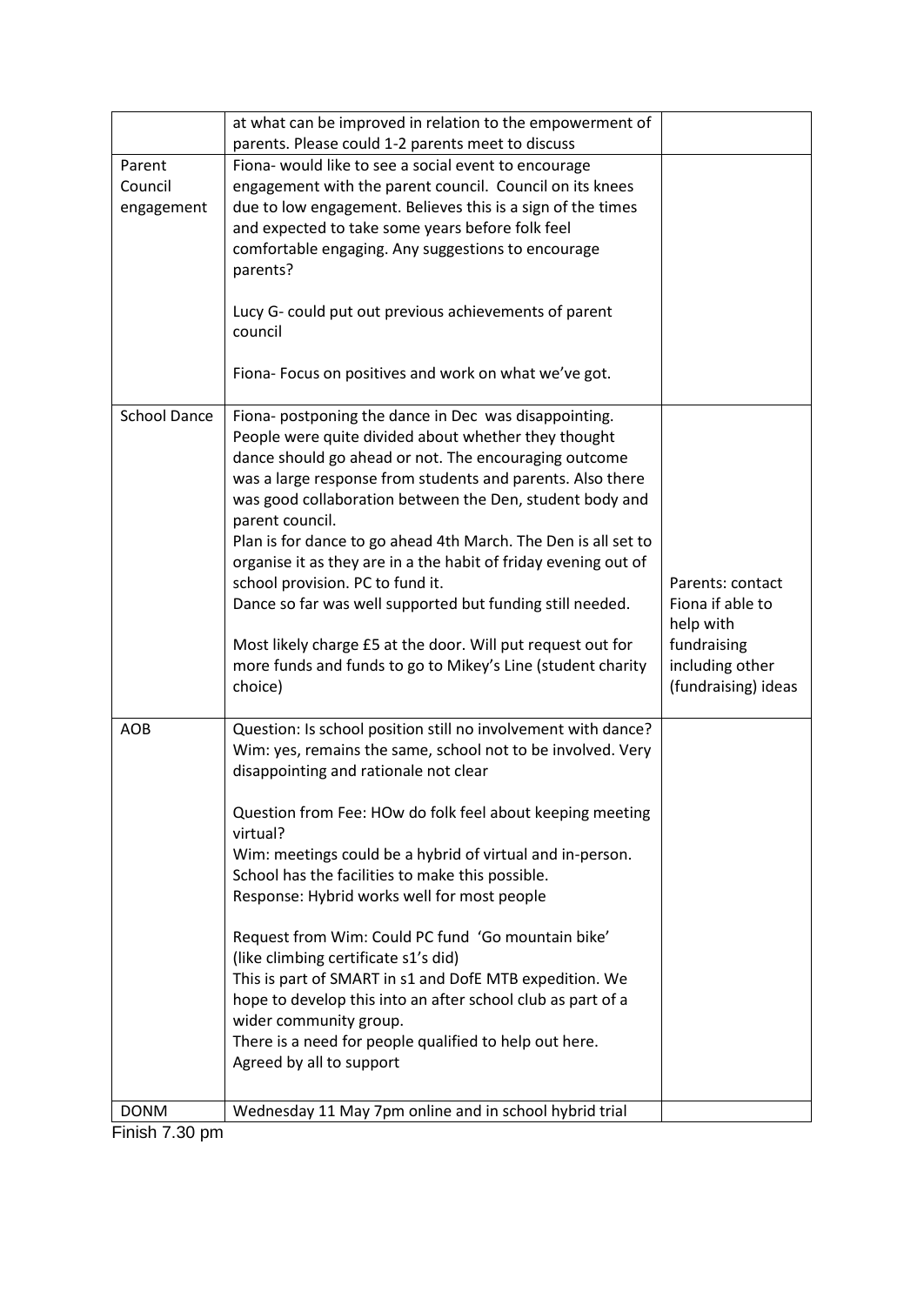| | | |
|---|---|---|
| | at what can be improved in relation to the empowerment of parents. Please could 1-2 parents meet to discuss | |
| Parent Council engagement | Fiona- would like to see a social event to encourage engagement with the parent council. Council on its knees due to low engagement. Believes this is a sign of the times and expected to take some years before folk feel comfortable engaging. Any suggestions to encourage parents?<br><br>Lucy G- could put out previous achievements of parent council<br><br>Fiona- Focus on positives and work on what we've got. | |
| School Dance | Fiona- postponing the dance in Dec was disappointing. People were quite divided about whether they thought dance should go ahead or not. The encouraging outcome was a large response from students and parents. Also there was good collaboration between the Den, student body and parent council.<br>Plan is for dance to go ahead 4th March. The Den is all set to organise it as they are in a the habit of friday evening out of school provision. PC to fund it.<br>Dance so far was well supported but funding still needed.<br><br>Most likely charge £5 at the door. Will put request out for more funds and funds to go to Mikey's Line (student charity choice) | Parents: contact Fiona if able to help with fundraising including other (fundraising) ideas |
| AOB | Question: Is school position still no involvement with dance?<br>Wim: yes, remains the same, school not to be involved. Very disappointing and rationale not clear<br><br>Question from Fee: HOw do folk feel about keeping meeting virtual?<br>Wim: meetings could be a hybrid of virtual and in-person. School has the facilities to make this possible.<br>Response: Hybrid works well for most people<br><br>Request from Wim: Could PC fund 'Go mountain bike' (like climbing certificate s1's did)<br>This is part of SMART in s1 and DofE MTB expedition. We hope to develop this into an after school club as part of a wider community group.<br>There is a need for people qualified to help out here.<br>Agreed by all to support | |
| DONM | Wednesday 11 May 7pm online and in school hybrid trial | |

Finish 7.30 pm